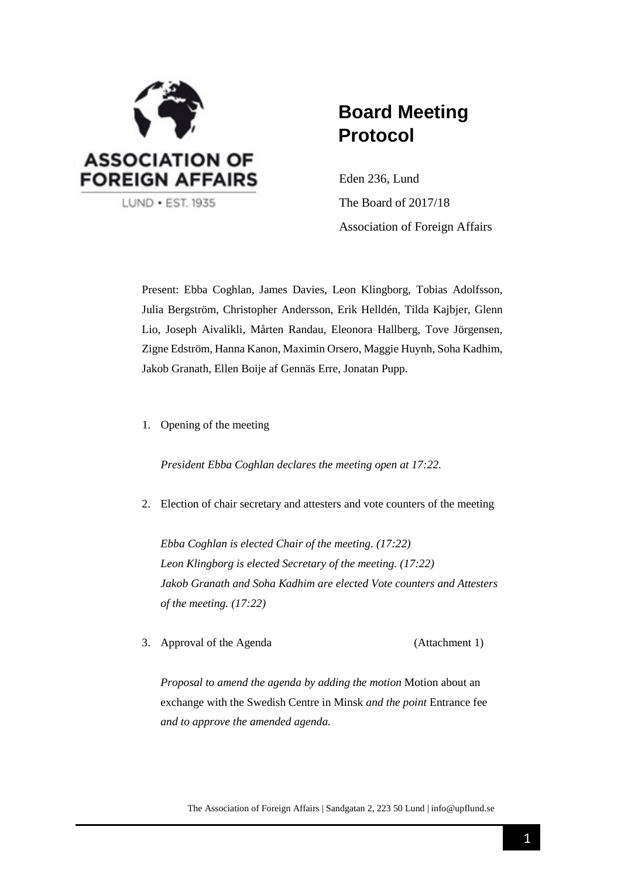ASSOCIATION OF FOREIGN AFFAIRS

LUND • EST. 1935

# Board Meeting Protocol

Eden 236, Lund

The Board of 2017/18

Association of Foreign Affairs

Present: Ebba Coghlan, James Davies, Leon Klingborg, Tobias Adolfsson, Julia Bergström, Christopher Andersson, Erik Helldén, Tilda Kajbjer, Glenn Lio, Joseph Aivalikli, Mårten Randau, Eleonora Hallberg, Tove Jörgensen, Zigne Edström, Hanna Kanon, Maximin Orsero, Maggie Huynh, Soha Kadhim, Jakob Granath, Ellen Boije af Gennäs Erre, Jonatan Pupp.

1. Opening of the meeting

   *President Ebba Coghlan declares the meeting open at 17:22.*

2. Election of chair secretary and attesters and vote counters of the meeting

   *Ebba Coghlan is elected Chair of the meeting. (17:22)*
   *Leon Klingborg is elected Secretary of the meeting. (17:22)*
   *Jakob Granath and Soha Kadhim are elected Vote counters and Attesters of the meeting. (17:22)*

3. Approval of the Agenda (Attachment 1)

   *Proposal to amend the agenda by adding the motion* Motion about an exchange with the Swedish Centre in Minsk *and the point* Entrance fee *and to approve the amended agenda.*

The Association of Foreign Affairs | Sandgatan 2, 223 50 Lund | info@upflund.se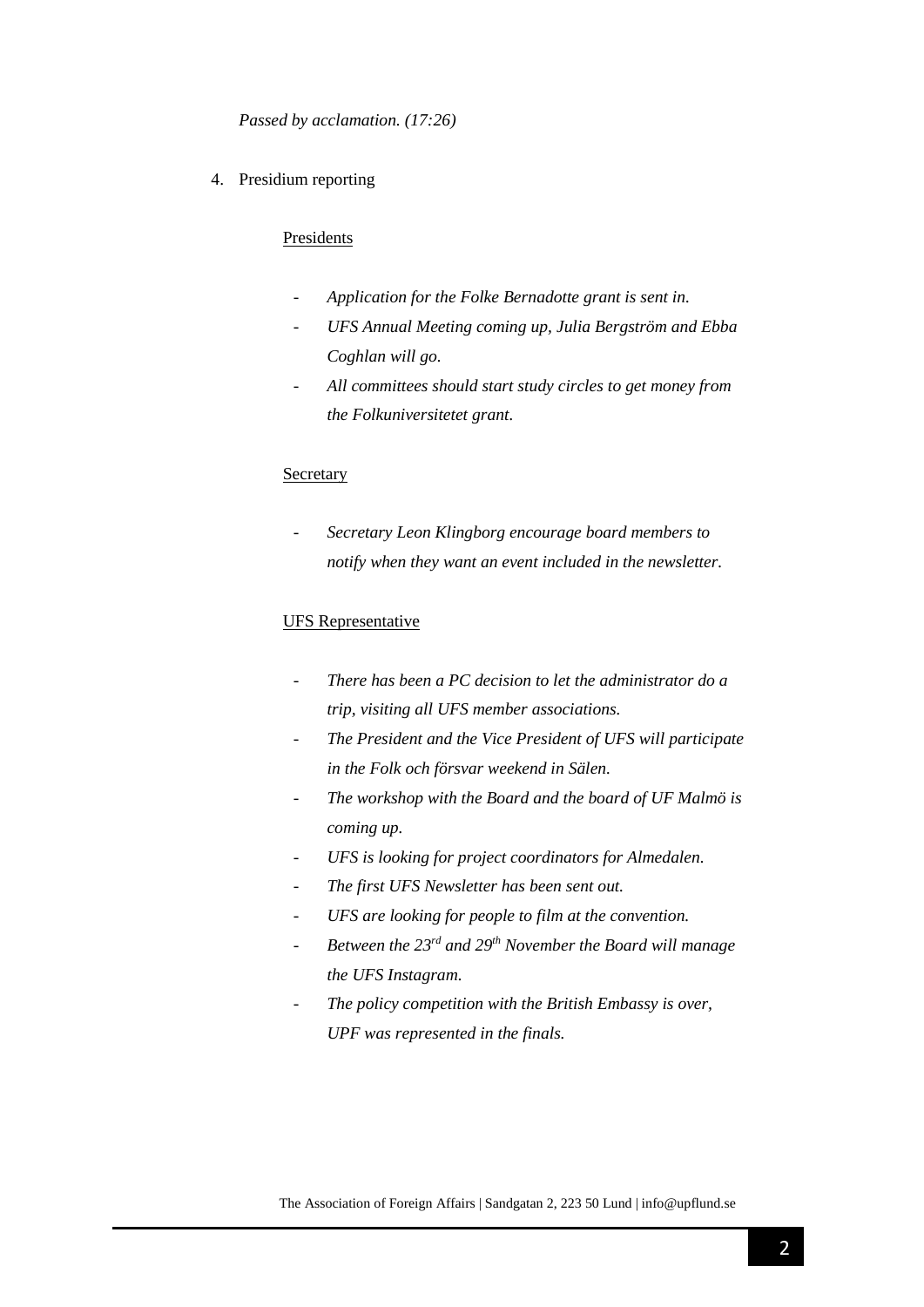*Passed by acclamation. (17:26)*

4. Presidium reporting

   Presidents

   - *Application for the Folke Bernadotte grant is sent in.*
   - *UFS Annual Meeting coming up, Julia Bergström and Ebba Coghlan will go.*
   - *All committees should start study circles to get money from the Folkuniversitetet grant.*

   Secretary

   - *Secretary Leon Klingborg encourage board members to notify when they want an event included in the newsletter.*

   UFS Representative

   - *There has been a PC decision to let the administrator do a trip, visiting all UFS member associations.*
   - *The President and the Vice President of UFS will participate in the Folk och försvar weekend in Sälen.*
   - *The workshop with the Board and the board of UF Malmö is coming up.*
   - *UFS is looking for project coordinators for Almedalen.*
   - *The first UFS Newsletter has been sent out.*
   - *UFS are looking for people to film at the convention.*
   - *Between the 23rd and 29th November the Board will manage the UFS Instagram.*
   - *The policy competition with the British Embassy is over, UPF was represented in the finals.*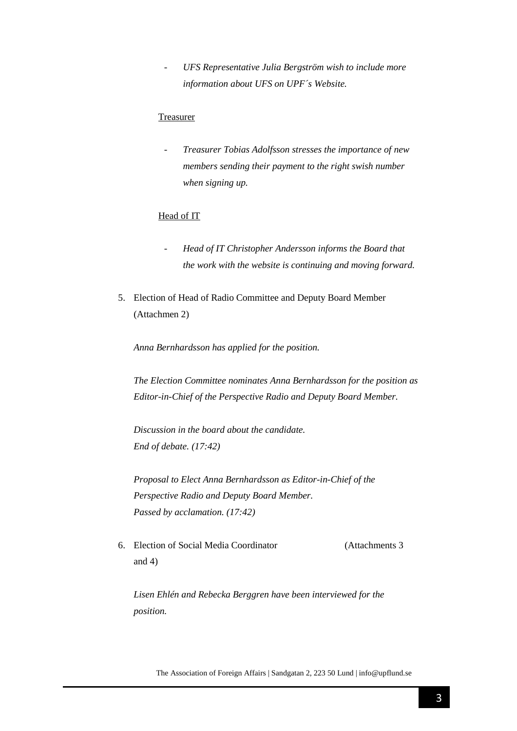- *UFS Representative Julia Bergström wish to include more information about UFS on UPF´s Website.*

Treasurer

- *Treasurer Tobias Adolfsson stresses the importance of new members sending their payment to the right swish number when signing up.*

Head of IT

- *Head of IT Christopher Andersson informs the Board that the work with the website is continuing and moving forward.*

5. Election of Head of Radio Committee and Deputy Board Member (Attachmen 2)

   *Anna Bernhardsson has applied for the position.*

   *The Election Committee nominates Anna Bernhardsson for the position as Editor-in-Chief of the Perspective Radio and Deputy Board Member.*

   *Discussion in the board about the candidate.*
   *End of debate. (17:42)*

   *Proposal to Elect Anna Bernhardsson as Editor-in-Chief of the Perspective Radio and Deputy Board Member.*
   *Passed by acclamation. (17:42)*

6. Election of Social Media Coordinator (Attachments 3 and 4)

   *Lisen Ehlén and Rebecka Berggren have been interviewed for the position.*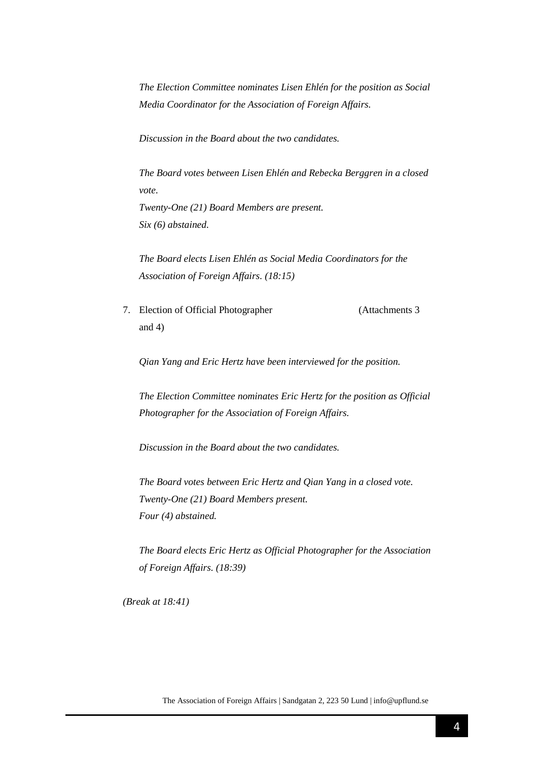*The Election Committee nominates Lisen Ehlén for the position as Social Media Coordinator for the Association of Foreign Affairs.*

*Discussion in the Board about the two candidates.*

*The Board votes between Lisen Ehlén and Rebecka Berggren in a closed vote.*
*Twenty-One (21) Board Members are present.*
*Six (6) abstained.*

*The Board elects Lisen Ehlén as Social Media Coordinators for the Association of Foreign Affairs. (18:15)*

7. Election of Official Photographer (Attachments 3 and 4)

   *Qian Yang and Eric Hertz have been interviewed for the position.*

   *The Election Committee nominates Eric Hertz for the position as Official Photographer for the Association of Foreign Affairs.*

   *Discussion in the Board about the two candidates.*

   *The Board votes between Eric Hertz and Qian Yang in a closed vote.*
   *Twenty-One (21) Board Members present.*
   *Four (4) abstained.*

   *The Board elects Eric Hertz as Official Photographer for the Association of Foreign Affairs. (18:39)*

*(Break at 18:41)*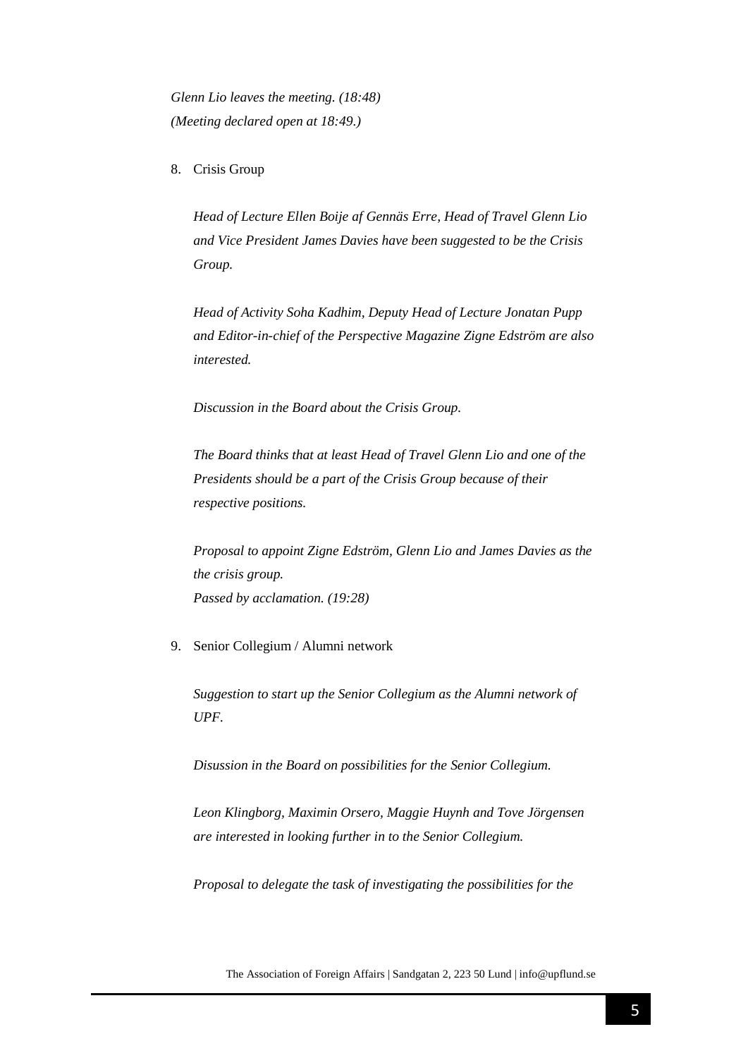*Glenn Lio leaves the meeting. (18:48)*
*(Meeting declared open at 18:49.)*

8. Crisis Group

   *Head of Lecture Ellen Boije af Gennäs Erre, Head of Travel Glenn Lio and Vice President James Davies have been suggested to be the Crisis Group.*

   *Head of Activity Soha Kadhim, Deputy Head of Lecture Jonatan Pupp and Editor-in-chief of the Perspective Magazine Zigne Edström are also interested.*

   *Discussion in the Board about the Crisis Group.*

   *The Board thinks that at least Head of Travel Glenn Lio and one of the Presidents should be a part of the Crisis Group because of their respective positions.*

   *Proposal to appoint Zigne Edström, Glenn Lio and James Davies as the the crisis group.*
   *Passed by acclamation. (19:28)*

9. Senior Collegium / Alumni network

   *Suggestion to start up the Senior Collegium as the Alumni network of UPF.*

   *Disussion in the Board on possibilities for the Senior Collegium.*

   *Leon Klingborg, Maximin Orsero, Maggie Huynh and Tove Jörgensen are interested in looking further in to the Senior Collegium.*

   *Proposal to delegate the task of investigating the possibilities for the*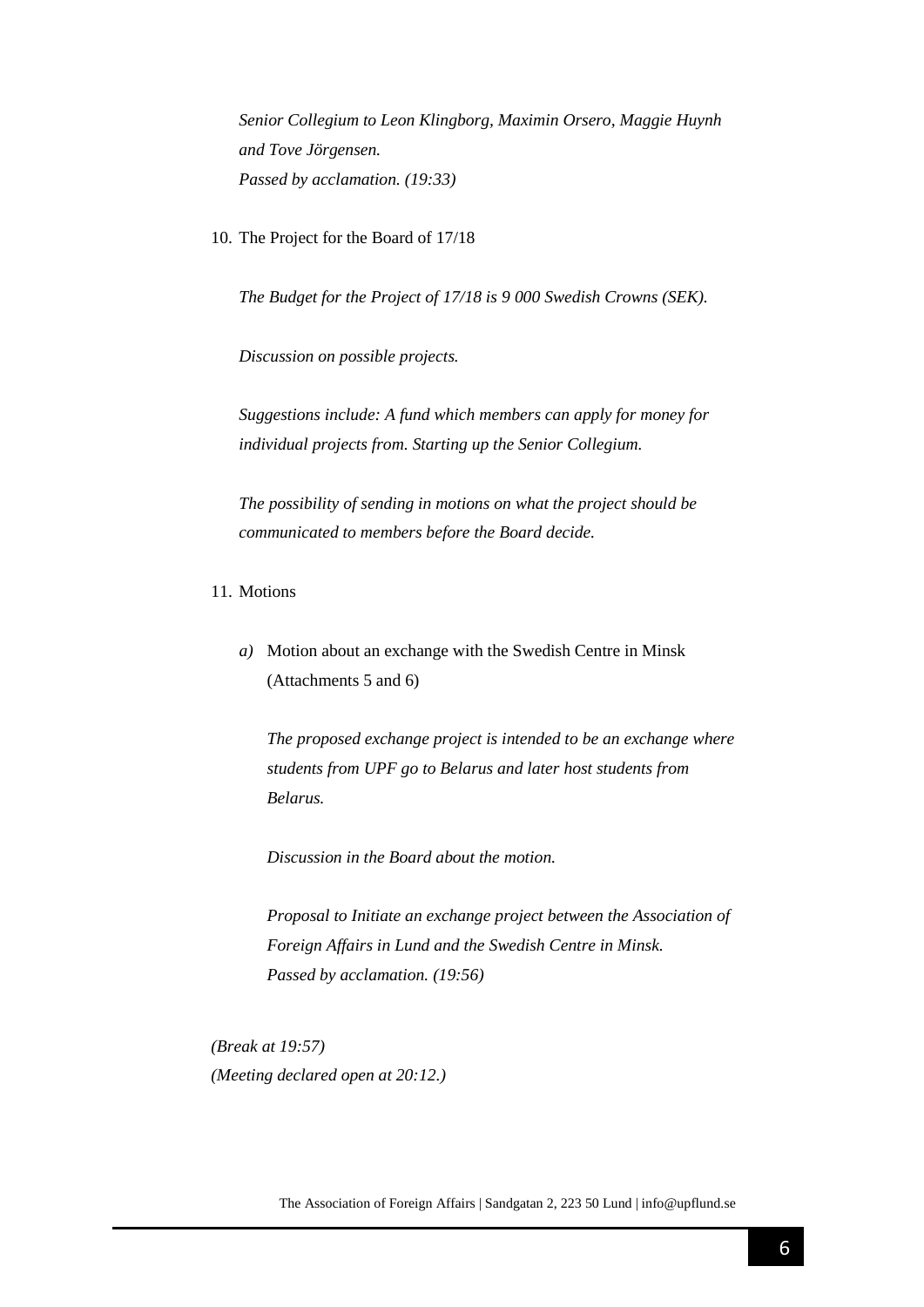*Senior Collegium to Leon Klingborg, Maximin Orsero, Maggie Huynh and Tove Jörgensen.*
*Passed by acclamation. (19:33)*

10. The Project for the Board of 17/18

    *The Budget for the Project of 17/18 is 9 000 Swedish Crowns (SEK).*

    *Discussion on possible projects.*

    *Suggestions include: A fund which members can apply for money for individual projects from. Starting up the Senior Collegium.*

    *The possibility of sending in motions on what the project should be communicated to members before the Board decide.*

11. Motions

    *a)* Motion about an exchange with the Swedish Centre in Minsk (Attachments 5 and 6)

    *The proposed exchange project is intended to be an exchange where students from UPF go to Belarus and later host students from Belarus.*

    *Discussion in the Board about the motion.*

    *Proposal to Initiate an exchange project between the Association of Foreign Affairs in Lund and the Swedish Centre in Minsk.*
    *Passed by acclamation. (19:56)*

*(Break at 19:57)*
*(Meeting declared open at 20:12.)*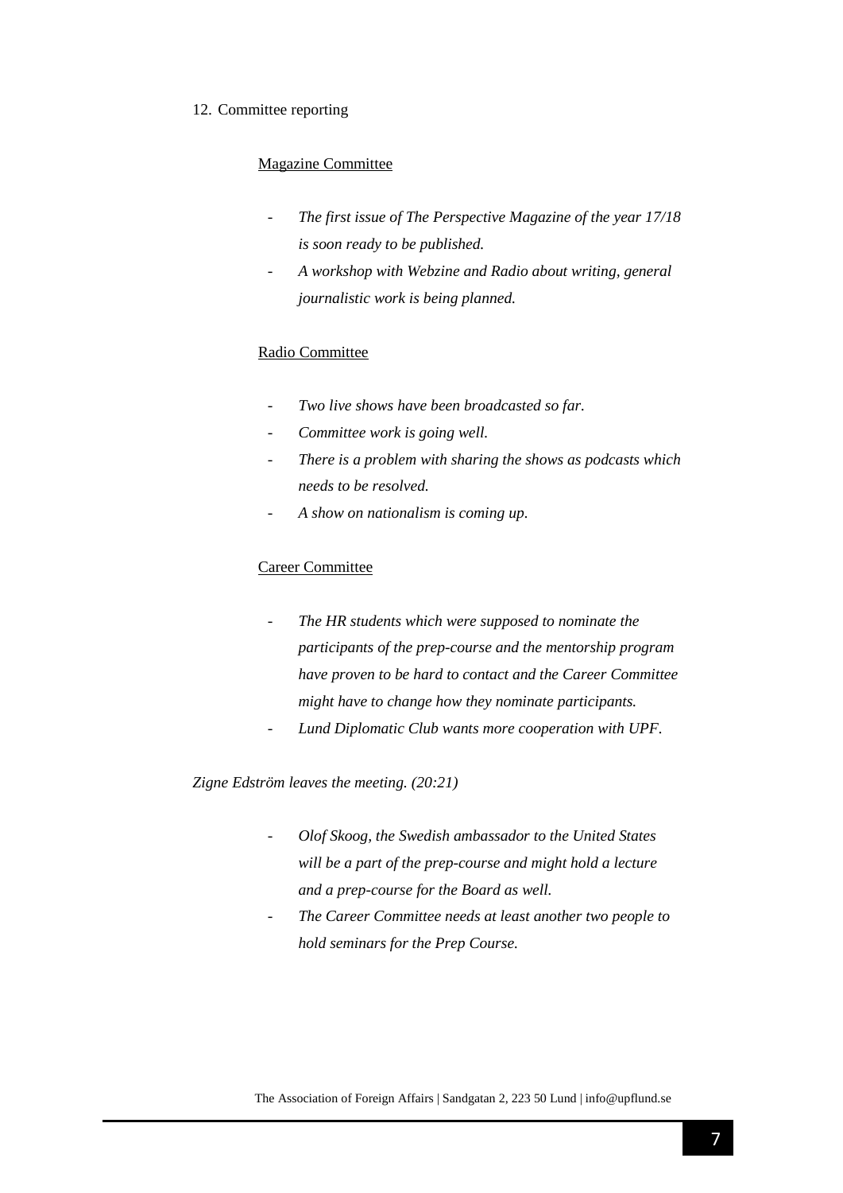12. Committee reporting

<u>Magazine Committee</u>

- *The first issue of The Perspective Magazine of the year 17/18 is soon ready to be published.*
- *A workshop with Webzine and Radio about writing, general journalistic work is being planned.*

<u>Radio Committee</u>

- *Two live shows have been broadcasted so far.*
- *Committee work is going well.*
- *There is a problem with sharing the shows as podcasts which needs to be resolved.*
- *A show on nationalism is coming up.*

<u>Career Committee</u>

- *The HR students which were supposed to nominate the participants of the prep-course and the mentorship program have proven to be hard to contact and the Career Committee might have to change how they nominate participants.*
- *Lund Diplomatic Club wants more cooperation with UPF.*

*Zigne Edström leaves the meeting. (20:21)*

- *Olof Skoog, the Swedish ambassador to the United States will be a part of the prep-course and might hold a lecture and a prep-course for the Board as well.*
- *The Career Committee needs at least another two people to hold seminars for the Prep Course.*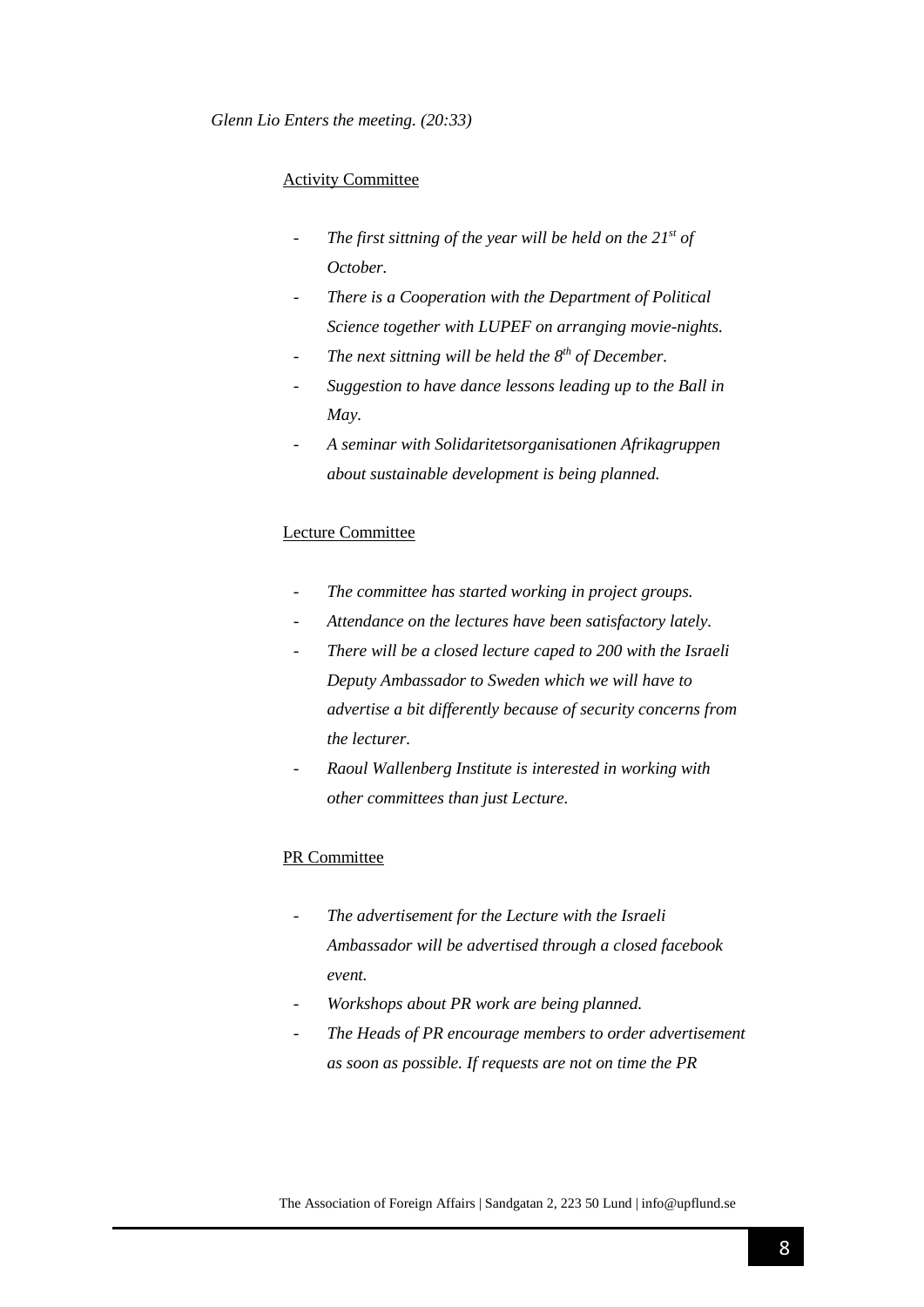*Glenn Lio Enters the meeting. (20:33)*

Activity Committee

- *The first sittning of the year will be held on the 21st of October.*
- *There is a Cooperation with the Department of Political Science together with LUPEF on arranging movie-nights.*
- *The next sittning will be held the 8th of December.*
- *Suggestion to have dance lessons leading up to the Ball in May.*
- *A seminar with Solidaritetsorganisationen Afrikagruppen about sustainable development is being planned.*

Lecture Committee

- *The committee has started working in project groups.*
- *Attendance on the lectures have been satisfactory lately.*
- *There will be a closed lecture caped to 200 with the Israeli Deputy Ambassador to Sweden which we will have to advertise a bit differently because of security concerns from the lecturer.*
- *Raoul Wallenberg Institute is interested in working with other committees than just Lecture.*

PR Committee

- *The advertisement for the Lecture with the Israeli Ambassador will be advertised through a closed facebook event.*
- *Workshops about PR work are being planned.*
- *The Heads of PR encourage members to order advertisement as soon as possible. If requests are not on time the PR*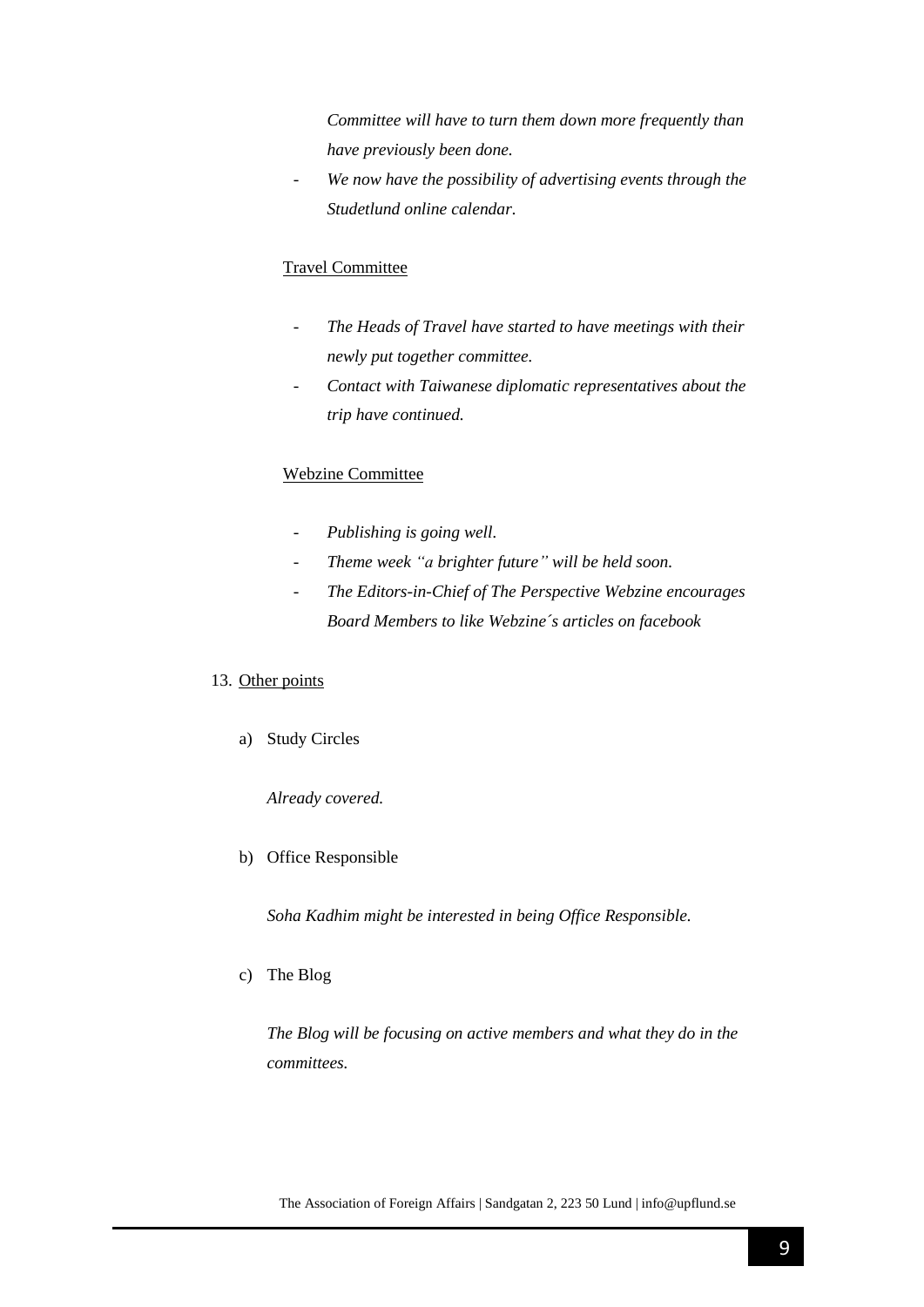- *Committee will have to turn them down more frequently than have previously been done.*
- *We now have the possibility of advertising events through the Studetlund online calendar.*

Travel Committee

- *The Heads of Travel have started to have meetings with their newly put together committee.*
- *Contact with Taiwanese diplomatic representatives about the trip have continued.*

Webzine Committee

- *Publishing is going well.*
- *Theme week "a brighter future" will be held soon.*
- *The Editors-in-Chief of The Perspective Webzine encourages Board Members to like Webzine´s articles on facebook*

13. Other points

a) Study Circles

*Already covered.*

b) Office Responsible

*Soha Kadhim might be interested in being Office Responsible.*

c) The Blog

*The Blog will be focusing on active members and what they do in the committees.*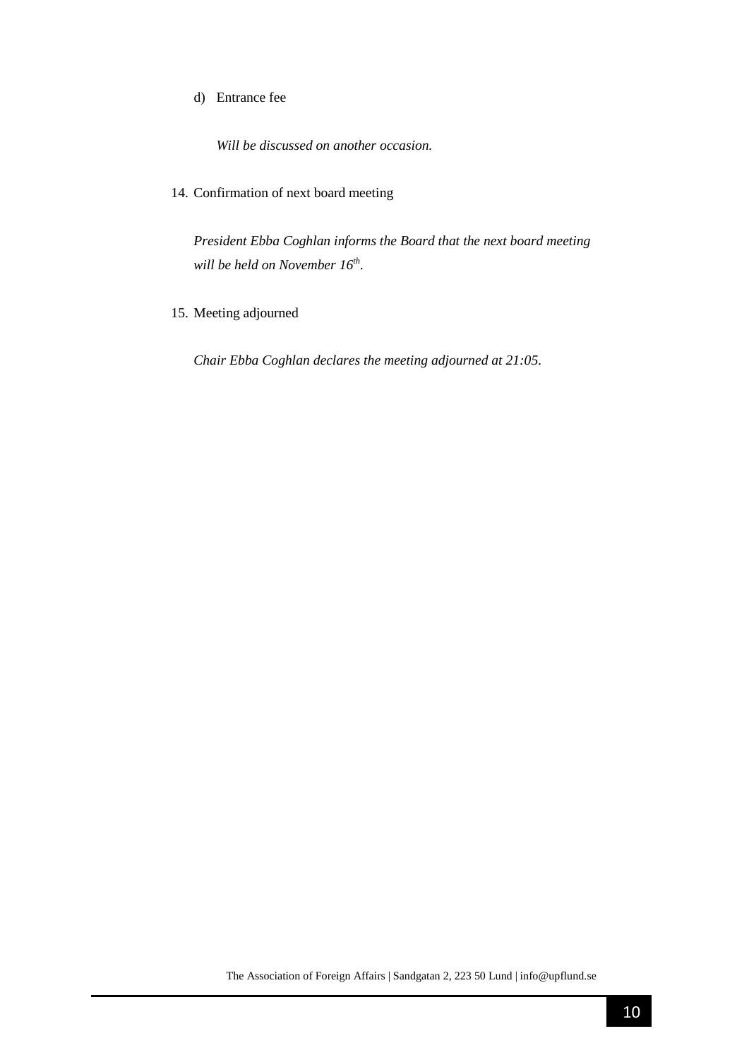d) Entrance fee

   *Will be discussed on another occasion.*

14. Confirmation of next board meeting

    *President Ebba Coghlan informs the Board that the next board meeting will be held on November 16th.*

15. Meeting adjourned

    *Chair Ebba Coghlan declares the meeting adjourned at 21:05.*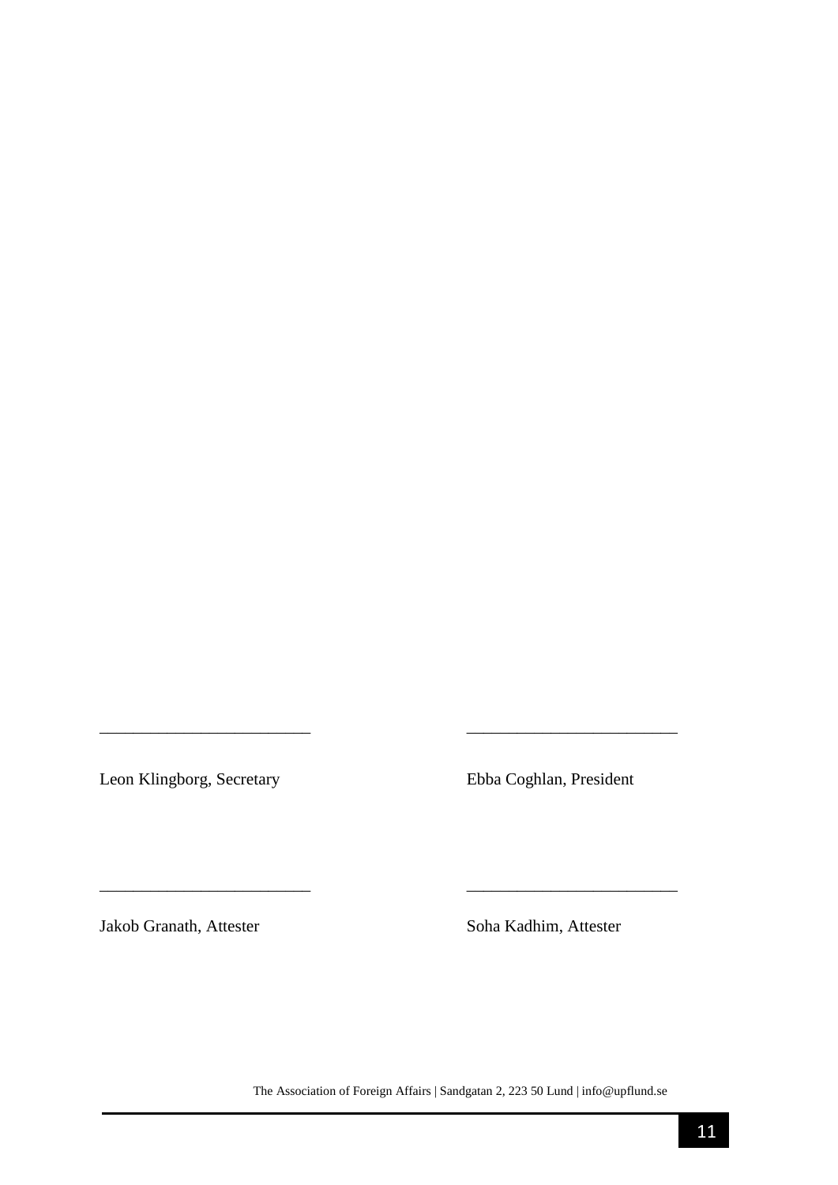_________________________

Leon Klingborg, Secretary

_________________________

Ebba Coghlan, President

_________________________

Jakob Granath, Attester

_________________________

Soha Kadhim, Attester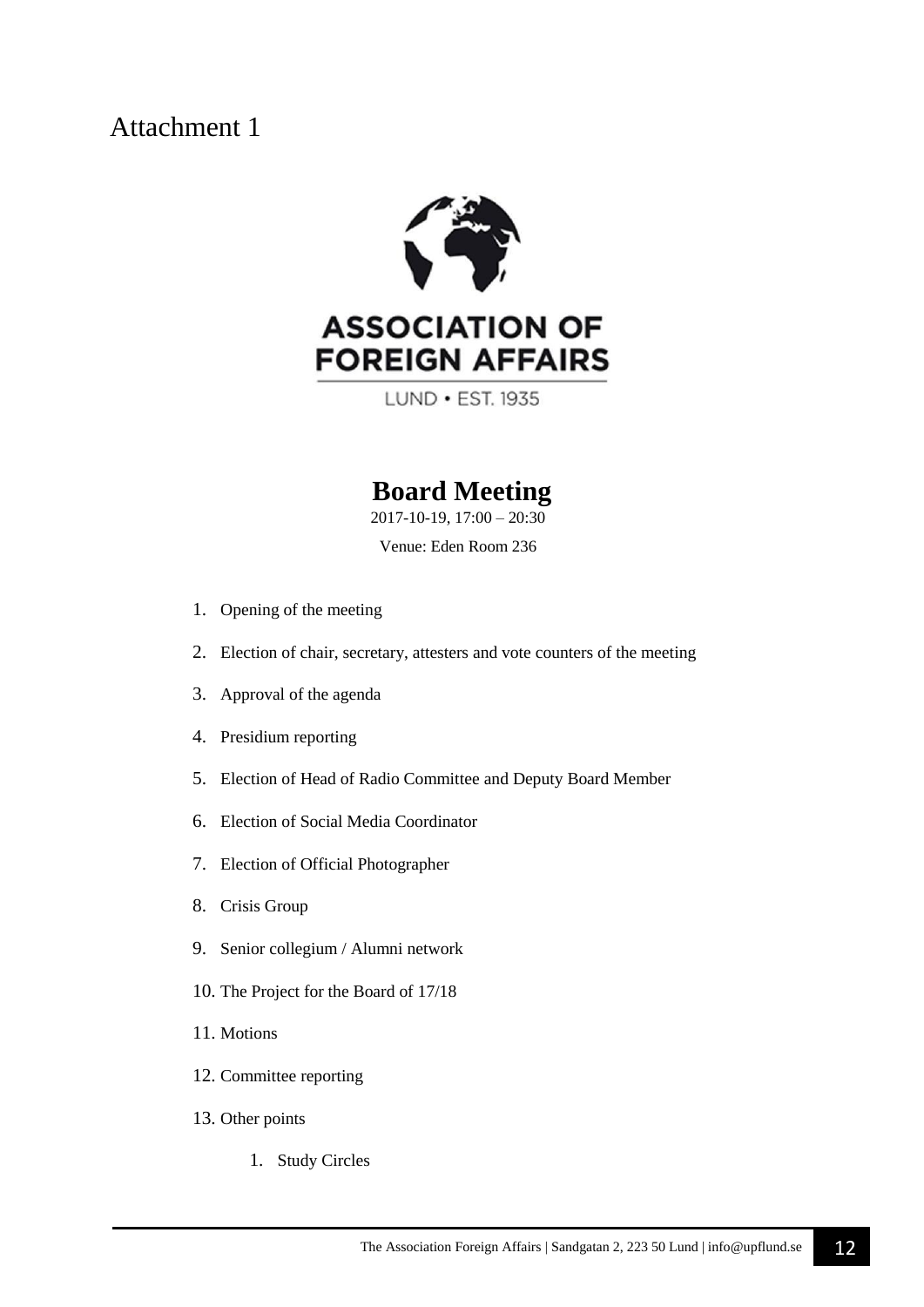# Attachment 1

ASSOCIATION OF FOREIGN AFFAIRS

LUND • EST. 1935

## Board Meeting

2017-10-19, 17:00 – 20:30

Venue: Eden Room 236

1. Opening of the meeting
2. Election of chair, secretary, attesters and vote counters of the meeting
3. Approval of the agenda
4. Presidium reporting
5. Election of Head of Radio Committee and Deputy Board Member
6. Election of Social Media Coordinator
7. Election of Official Photographer
8. Crisis Group
9. Senior collegium / Alumni network
10. The Project for the Board of 17/18
11. Motions
12. Committee reporting
13. Other points
    1. Study Circles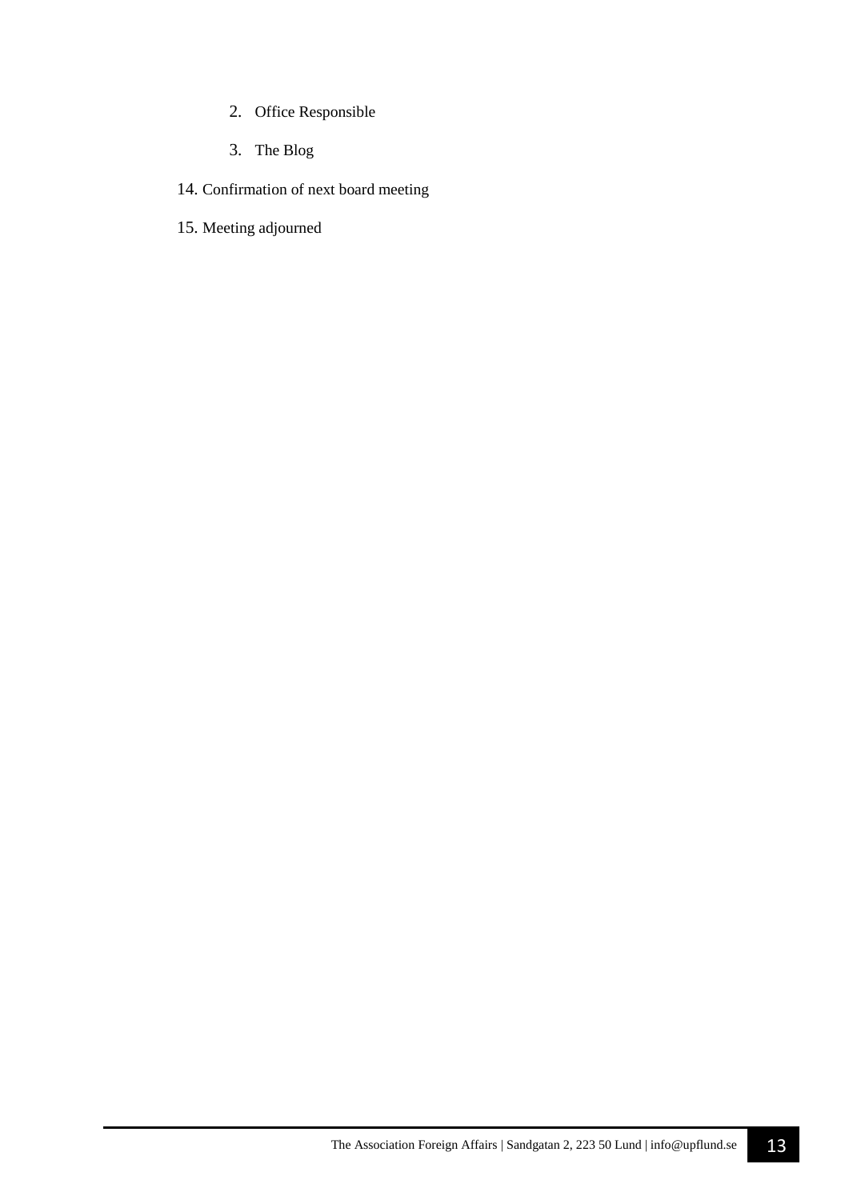2. Office Responsible
   3. The Blog

14. Confirmation of next board meeting
15. Meeting adjourned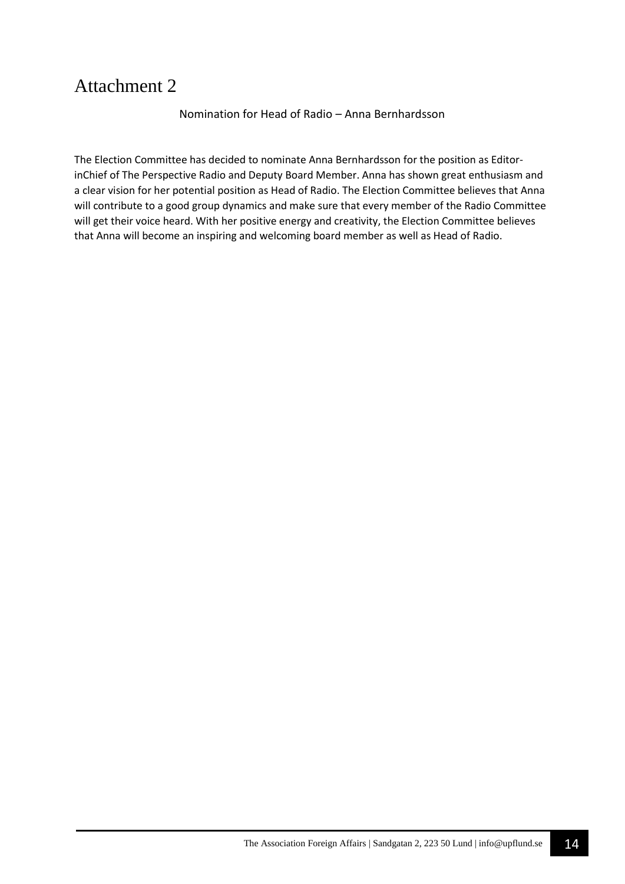# Attachment 2

Nomination for Head of Radio – Anna Bernhardsson

The Election Committee has decided to nominate Anna Bernhardsson for the position as Editor-inChief of The Perspective Radio and Deputy Board Member. Anna has shown great enthusiasm and a clear vision for her potential position as Head of Radio. The Election Committee believes that Anna will contribute to a good group dynamics and make sure that every member of the Radio Committee will get their voice heard. With her positive energy and creativity, the Election Committee believes that Anna will become an inspiring and welcoming board member as well as Head of Radio.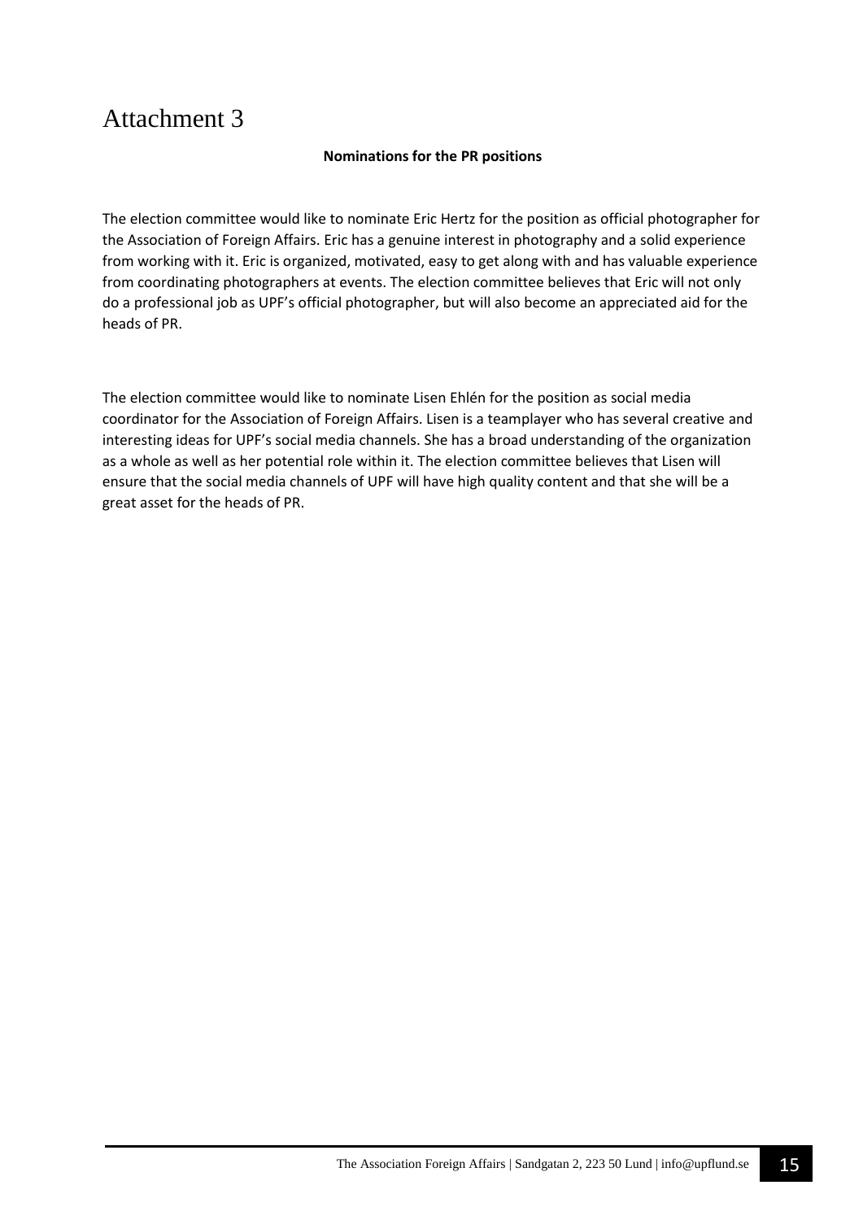# Attachment 3

**Nominations for the PR positions**

The election committee would like to nominate Eric Hertz for the position as official photographer for the Association of Foreign Affairs. Eric has a genuine interest in photography and a solid experience from working with it. Eric is organized, motivated, easy to get along with and has valuable experience from coordinating photographers at events. The election committee believes that Eric will not only do a professional job as UPF's official photographer, but will also become an appreciated aid for the heads of PR.

The election committee would like to nominate Lisen Ehlén for the position as social media coordinator for the Association of Foreign Affairs. Lisen is a teamplayer who has several creative and interesting ideas for UPF's social media channels. She has a broad understanding of the organization as a whole as well as her potential role within it. The election committee believes that Lisen will ensure that the social media channels of UPF will have high quality content and that she will be a great asset for the heads of PR.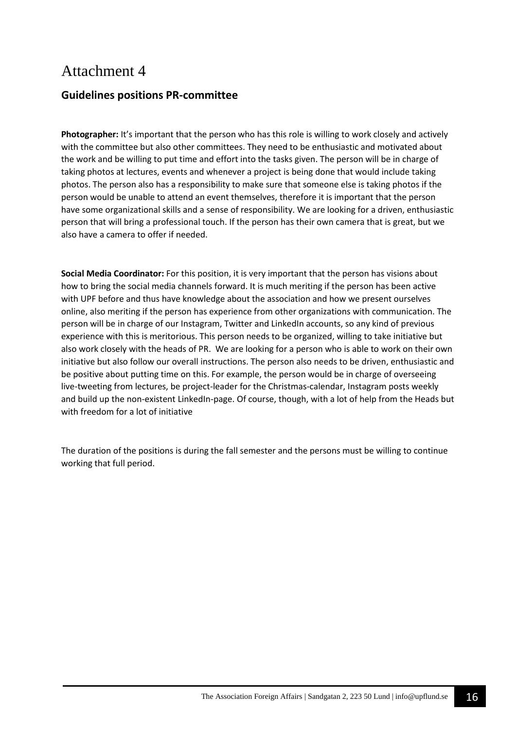# Attachment 4

## Guidelines positions PR-committee

**Photographer:** It's important that the person who has this role is willing to work closely and actively with the committee but also other committees. They need to be enthusiastic and motivated about the work and be willing to put time and effort into the tasks given. The person will be in charge of taking photos at lectures, events and whenever a project is being done that would include taking photos. The person also has a responsibility to make sure that someone else is taking photos if the person would be unable to attend an event themselves, therefore it is important that the person have some organizational skills and a sense of responsibility. We are looking for a driven, enthusiastic person that will bring a professional touch. If the person has their own camera that is great, but we also have a camera to offer if needed.

**Social Media Coordinator:** For this position, it is very important that the person has visions about how to bring the social media channels forward. It is much meriting if the person has been active with UPF before and thus have knowledge about the association and how we present ourselves online, also meriting if the person has experience from other organizations with communication. The person will be in charge of our Instagram, Twitter and LinkedIn accounts, so any kind of previous experience with this is meritorious. This person needs to be organized, willing to take initiative but also work closely with the heads of PR. We are looking for a person who is able to work on their own initiative but also follow our overall instructions. The person also needs to be driven, enthusiastic and be positive about putting time on this. For example, the person would be in charge of overseeing live-tweeting from lectures, be project-leader for the Christmas-calendar, Instagram posts weekly and build up the non-existent LinkedIn-page. Of course, though, with a lot of help from the Heads but with freedom for a lot of initiative

The duration of the positions is during the fall semester and the persons must be willing to continue working that full period.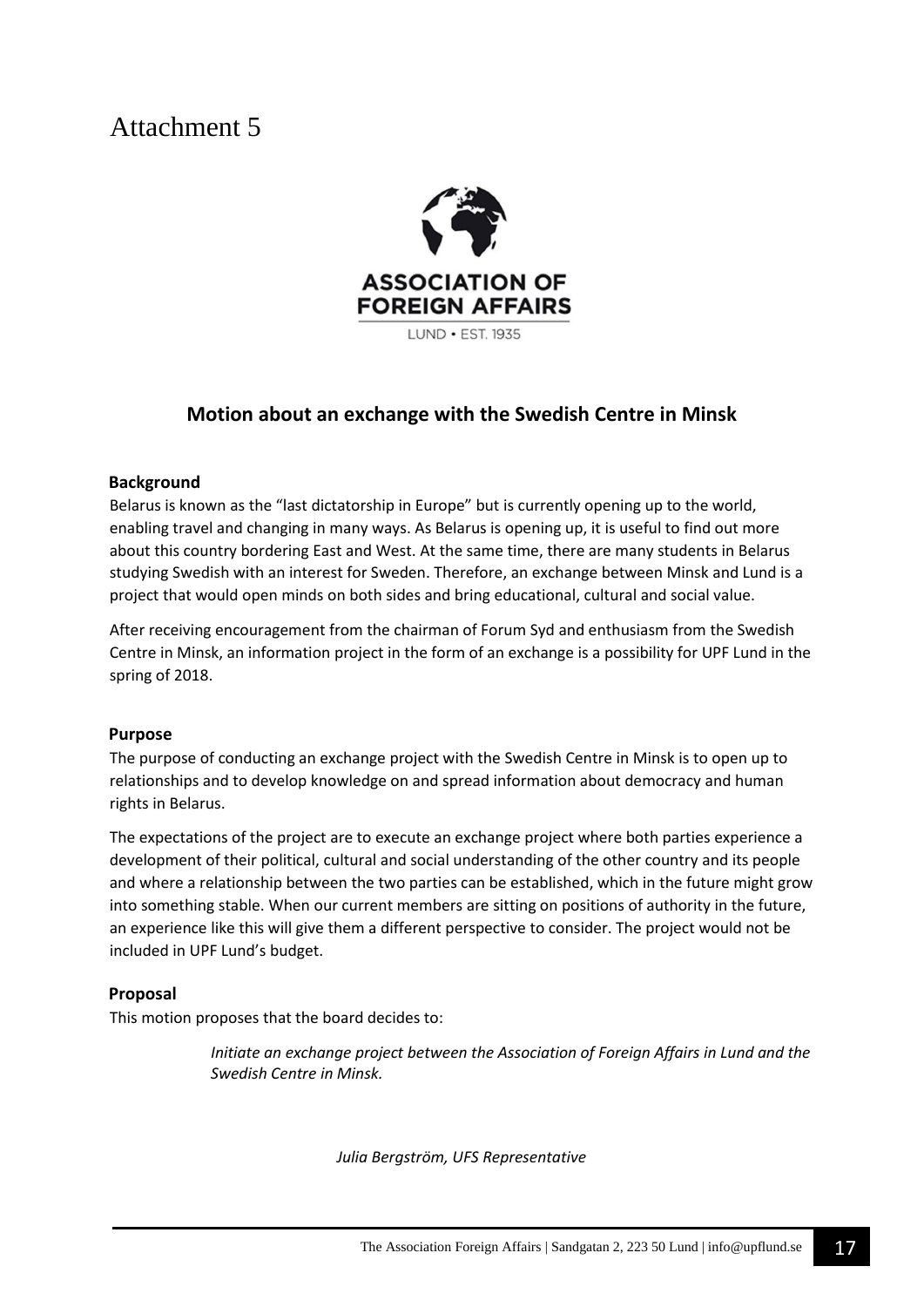# Attachment 5

ASSOCIATION OF FOREIGN AFFAIRS

LUND • EST. 1935

## Motion about an exchange with the Swedish Centre in Minsk

### Background

Belarus is known as the "last dictatorship in Europe" but is currently opening up to the world, enabling travel and changing in many ways. As Belarus is opening up, it is useful to find out more about this country bordering East and West. At the same time, there are many students in Belarus studying Swedish with an interest for Sweden. Therefore, an exchange between Minsk and Lund is a project that would open minds on both sides and bring educational, cultural and social value.

After receiving encouragement from the chairman of Forum Syd and enthusiasm from the Swedish Centre in Minsk, an information project in the form of an exchange is a possibility for UPF Lund in the spring of 2018.

### Purpose

The purpose of conducting an exchange project with the Swedish Centre in Minsk is to open up to relationships and to develop knowledge on and spread information about democracy and human rights in Belarus.

The expectations of the project are to execute an exchange project where both parties experience a development of their political, cultural and social understanding of the other country and its people and where a relationship between the two parties can be established, which in the future might grow into something stable. When our current members are sitting on positions of authority in the future, an experience like this will give them a different perspective to consider. The project would not be included in UPF Lund's budget.

### Proposal

This motion proposes that the board decides to:

> *Initiate an exchange project between the Association of Foreign Affairs in Lund and the Swedish Centre in Minsk.*

*Julia Bergström, UFS Representative*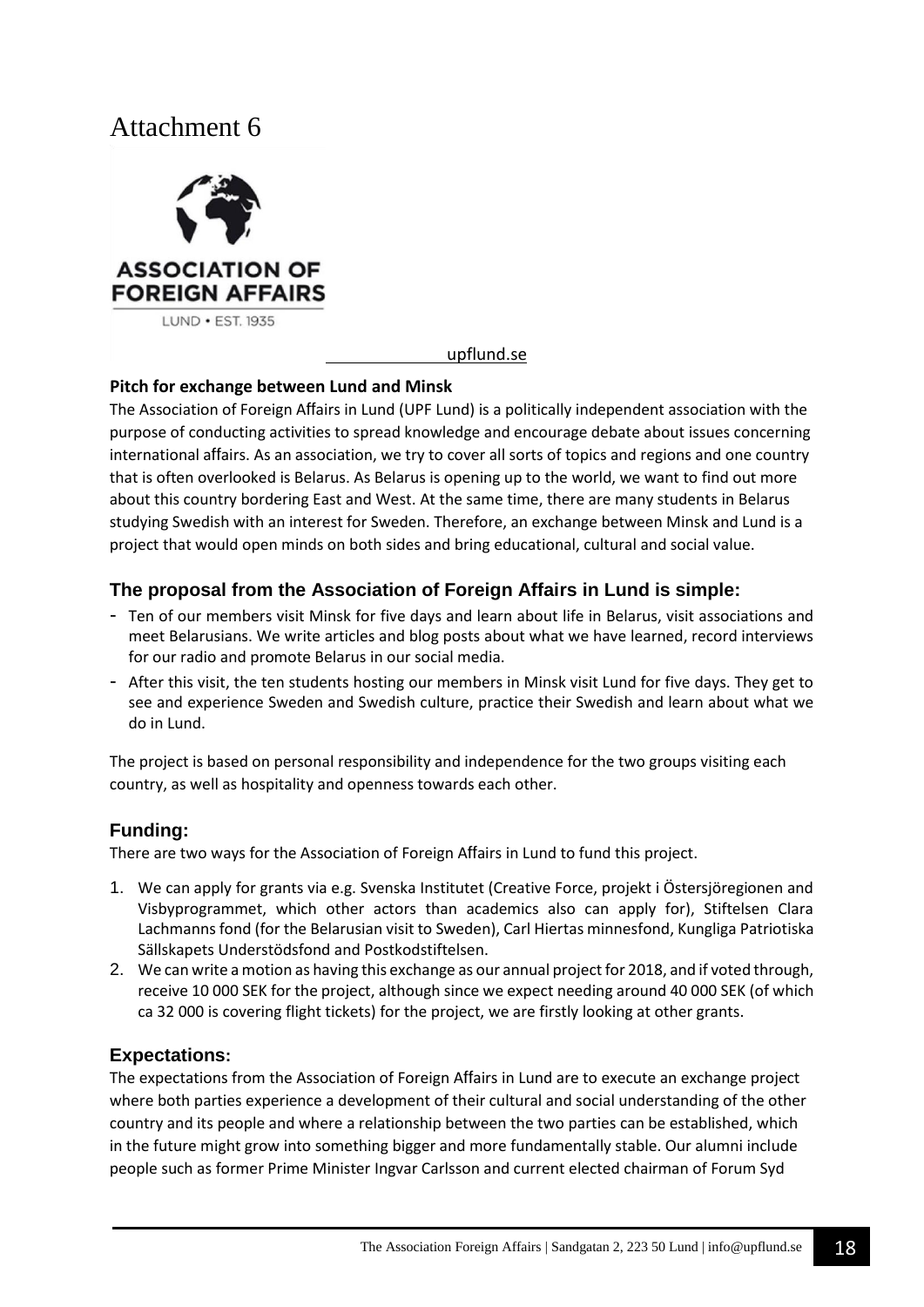# Attachment 6

ASSOCIATION OF FOREIGN AFFAIRS

LUND • EST. 1935

upflund.se

**Pitch for exchange between Lund and Minsk**

The Association of Foreign Affairs in Lund (UPF Lund) is a politically independent association with the purpose of conducting activities to spread knowledge and encourage debate about issues concerning international affairs. As an association, we try to cover all sorts of topics and regions and one country that is often overlooked is Belarus. As Belarus is opening up to the world, we want to find out more about this country bordering East and West. At the same time, there are many students in Belarus studying Swedish with an interest for Sweden. Therefore, an exchange between Minsk and Lund is a project that would open minds on both sides and bring educational, cultural and social value.

### The proposal from the Association of Foreign Affairs in Lund is simple:

- Ten of our members visit Minsk for five days and learn about life in Belarus, visit associations and meet Belarusians. We write articles and blog posts about what we have learned, record interviews for our radio and promote Belarus in our social media.
- After this visit, the ten students hosting our members in Minsk visit Lund for five days. They get to see and experience Sweden and Swedish culture, practice their Swedish and learn about what we do in Lund.

The project is based on personal responsibility and independence for the two groups visiting each country, as well as hospitality and openness towards each other.

### Funding:

There are two ways for the Association of Foreign Affairs in Lund to fund this project.

1. We can apply for grants via e.g. Svenska Institutet (Creative Force, projekt i Östersjöregionen and Visbyprogrammet, which other actors than academics also can apply for), Stiftelsen Clara Lachmanns fond (for the Belarusian visit to Sweden), Carl Hiertas minnesfond, Kungliga Patriotiska Sällskapets Understödsfond and Postkodstiftelsen.
2. We can write a motion as having this exchange as our annual project for 2018, and if voted through, receive 10 000 SEK for the project, although since we expect needing around 40 000 SEK (of which ca 32 000 is covering flight tickets) for the project, we are firstly looking at other grants.

### Expectations:

The expectations from the Association of Foreign Affairs in Lund are to execute an exchange project where both parties experience a development of their cultural and social understanding of the other country and its people and where a relationship between the two parties can be established, which in the future might grow into something bigger and more fundamentally stable. Our alumni include people such as former Prime Minister Ingvar Carlsson and current elected chairman of Forum Syd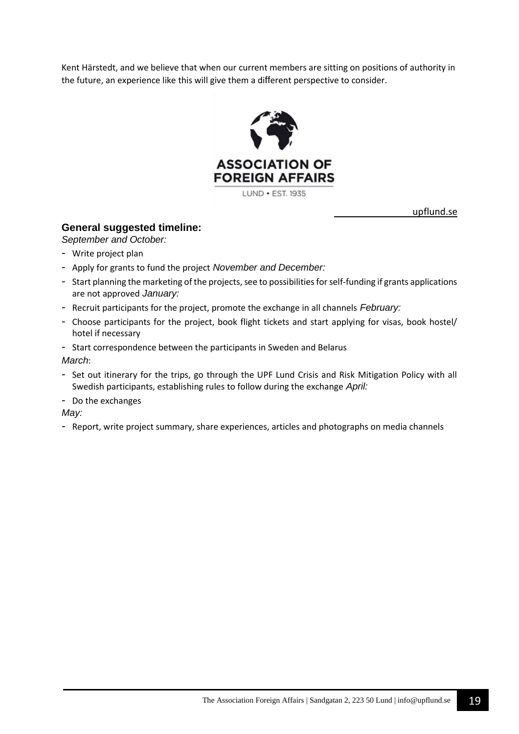Kent Härstedt, and we believe that when our current members are sitting on positions of authority in the future, an experience like this will give them a different perspective to consider.

ASSOCIATION OF FOREIGN AFFAIRS

LUND • EST. 1935

upflund.se

## General suggested timeline:

*September and October:*

- Write project plan
- Apply for grants to fund the project

*November and December:*

- Start planning the marketing of the projects, see to possibilities for self-funding if grants applications are not approved

*January:*

- Recruit participants for the project, promote the exchange in all channels

*February:*

- Choose participants for the project, book flight tickets and start applying for visas, book hostel/ hotel if necessary
- Start correspondence between the participants in Sweden and Belarus

*March*:

- Set out itinerary for the trips, go through the UPF Lund Crisis and Risk Mitigation Policy with all Swedish participants, establishing rules to follow during the exchange

*April:*

- Do the exchanges

*May:*

- Report, write project summary, share experiences, articles and photographs on media channels